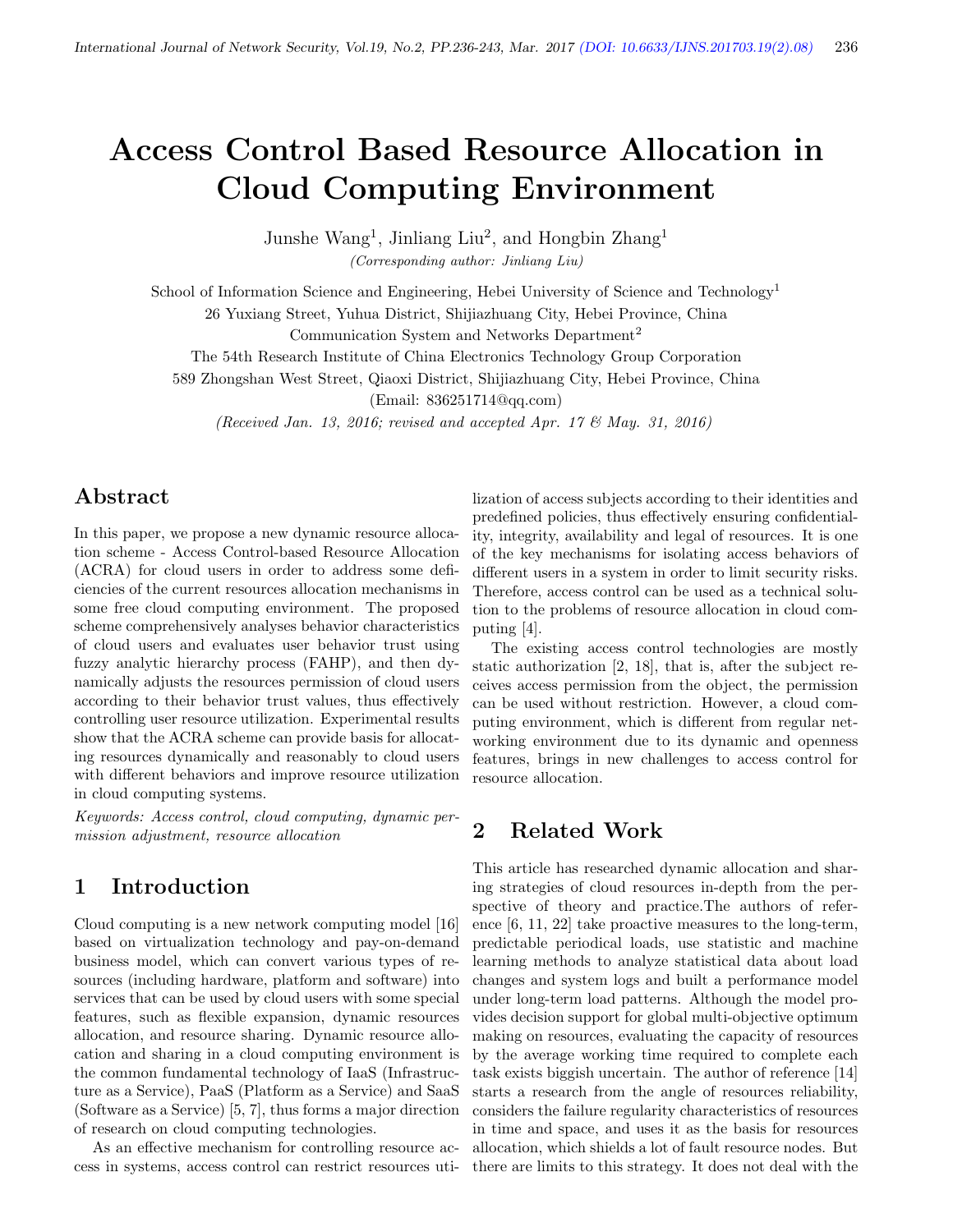# Access Control Based Resource Allocation in Cloud Computing Environment

Junshe Wang[1], Jinliang Liu[2], and Hongbin Zhang[1]

*(Corresponding author: Jinliang Liu)*

School of Information Science and Engineering, Hebei University of Science and Technology[1]

26 Yuxiang Street, Yuhua District, Shijiazhuang City, Hebei Province, China

Communication System and Networks Department[2]

The 54th Research Institute of China Electronics Technology Group Corporation

589 Zhongshan West Street, Qiaoxi District, Shijiazhuang City, Hebei Province, China

(Email: 836251714@qq.com)

*(Received Jan. 13, 2016; revised and accepted Apr. 17 & May. 31, 2016)*

## Abstract

In this paper, we propose a new dynamic resource allocation scheme - Access Control-based Resource Allocation (ACRA) for cloud users in order to address some deficiencies of the current resources allocation mechanisms in some free cloud computing environment. The proposed scheme comprehensively analyses behavior characteristics of cloud users and evaluates user behavior trust using fuzzy analytic hierarchy process (FAHP), and then dynamically adjusts the resources permission of cloud users according to their behavior trust values, thus effectively controlling user resource utilization. Experimental results show that the ACRA scheme can provide basis for allocating resources dynamically and reasonably to cloud users with different behaviors and improve resource utilization in cloud computing systems.

*Keywords: Access control, cloud computing, dynamic permission adjustment, resource allocation*

## 1 Introduction

Cloud computing is a new network computing model [16] based on virtualization technology and pay-on-demand business model, which can convert various types of resources (including hardware, platform and software) into services that can be used by cloud users with some special features, such as flexible expansion, dynamic resources allocation, and resource sharing. Dynamic resource allocation and sharing in a cloud computing environment is the common fundamental technology of IaaS (Infrastructure as a Service), PaaS (Platform as a Service) and SaaS (Software as a Service) [5, 7], thus forms a major direction of research on cloud computing technologies.

As an effective mechanism for controlling resource access in systems, access control can restrict resources utilization of access subjects according to their identities and predefined policies, thus effectively ensuring confidentiality, integrity, availability and legal of resources. It is one of the key mechanisms for isolating access behaviors of different users in a system in order to limit security risks. Therefore, access control can be used as a technical solution to the problems of resource allocation in cloud computing [4].

The existing access control technologies are mostly static authorization [2, 18], that is, after the subject receives access permission from the object, the permission can be used without restriction. However, a cloud computing environment, which is different from regular networking environment due to its dynamic and openness features, brings in new challenges to access control for resource allocation.

## 2 Related Work

This article has researched dynamic allocation and sharing strategies of cloud resources in-depth from the perspective of theory and practice.The authors of reference [6, 11, 22] take proactive measures to the long-term, predictable periodical loads, use statistic and machine learning methods to analyze statistical data about load changes and system logs and built a performance model under long-term load patterns. Although the model provides decision support for global multi-objective optimum making on resources, evaluating the capacity of resources by the average working time required to complete each task exists biggish uncertain. The author of reference [14] starts a research from the angle of resources reliability, considers the failure regularity characteristics of resources in time and space, and uses it as the basis for resources allocation, which shields a lot of fault resource nodes. But there are limits to this strategy. It does not deal with the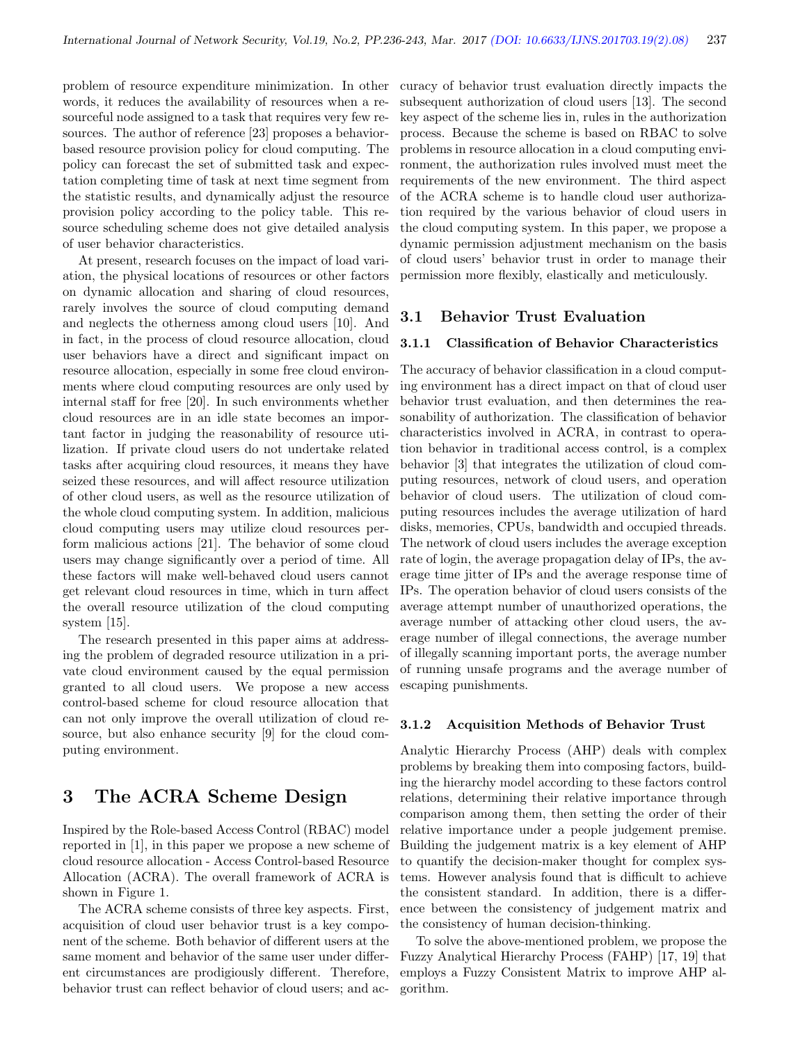problem of resource expenditure minimization. In other words, it reduces the availability of resources when a resourceful node assigned to a task that requires very few resources. The author of reference [23] proposes a behavior-based resource provision policy for cloud computing. The policy can forecast the set of submitted task and expectation completing time of task at next time segment from the statistic results, and dynamically adjust the resource provision policy according to the policy table. This resource scheduling scheme does not give detailed analysis of user behavior characteristics.

At present, research focuses on the impact of load variation, the physical locations of resources or other factors on dynamic allocation and sharing of cloud resources, rarely involves the source of cloud computing demand and neglects the otherness among cloud users [10]. And in fact, in the process of cloud resource allocation, cloud user behaviors have a direct and significant impact on resource allocation, especially in some free cloud environments where cloud computing resources are only used by internal staff for free [20]. In such environments whether cloud resources are in an idle state becomes an important factor in judging the reasonability of resource utilization. If private cloud users do not undertake related tasks after acquiring cloud resources, it means they have seized these resources, and will affect resource utilization of other cloud users, as well as the resource utilization of the whole cloud computing system. In addition, malicious cloud computing users may utilize cloud resources perform malicious actions [21]. The behavior of some cloud users may change significantly over a period of time. All these factors will make well-behaved cloud users cannot get relevant cloud resources in time, which in turn affect the overall resource utilization of the cloud computing system [15].

The research presented in this paper aims at addressing the problem of degraded resource utilization in a private cloud environment caused by the equal permission granted to all cloud users. We propose a new access control-based scheme for cloud resource allocation that can not only improve the overall utilization of cloud resource, but also enhance security [9] for the cloud computing environment.

# 3 The ACRA Scheme Design

Inspired by the Role-based Access Control (RBAC) model reported in [1], in this paper we propose a new scheme of cloud resource allocation - Access Control-based Resource Allocation (ACRA). The overall framework of ACRA is shown in Figure 1.

The ACRA scheme consists of three key aspects. First, acquisition of cloud user behavior trust is a key component of the scheme. Both behavior of different users at the same moment and behavior of the same user under different circumstances are prodigiously different. Therefore, behavior trust can reflect behavior of cloud users; and accuracy of behavior trust evaluation directly impacts the subsequent authorization of cloud users [13]. The second key aspect of the scheme lies in, rules in the authorization process. Because the scheme is based on RBAC to solve problems in resource allocation in a cloud computing environment, the authorization rules involved must meet the requirements of the new environment. The third aspect of the ACRA scheme is to handle cloud user authorization required by the various behavior of cloud users in the cloud computing system. In this paper, we propose a dynamic permission adjustment mechanism on the basis of cloud users' behavior trust in order to manage their permission more flexibly, elastically and meticulously.

## 3.1 Behavior Trust Evaluation

### 3.1.1 Classification of Behavior Characteristics

The accuracy of behavior classification in a cloud computing environment has a direct impact on that of cloud user behavior trust evaluation, and then determines the reasonability of authorization. The classification of behavior characteristics involved in ACRA, in contrast to operation behavior in traditional access control, is a complex behavior [3] that integrates the utilization of cloud computing resources, network of cloud users, and operation behavior of cloud users. The utilization of cloud computing resources includes the average utilization of hard disks, memories, CPUs, bandwidth and occupied threads. The network of cloud users includes the average exception rate of login, the average propagation delay of IPs, the average time jitter of IPs and the average response time of IPs. The operation behavior of cloud users consists of the average attempt number of unauthorized operations, the average number of attacking other cloud users, the average number of illegal connections, the average number of illegally scanning important ports, the average number of running unsafe programs and the average number of escaping punishments.

### 3.1.2 Acquisition Methods of Behavior Trust

Analytic Hierarchy Process (AHP) deals with complex problems by breaking them into composing factors, building the hierarchy model according to these factors control relations, determining their relative importance through comparison among them, then setting the order of their relative importance under a people judgement premise. Building the judgement matrix is a key element of AHP to quantify the decision-maker thought for complex systems. However analysis found that is difficult to achieve the consistent standard. In addition, there is a difference between the consistency of judgement matrix and the consistency of human decision-thinking.

To solve the above-mentioned problem, we propose the Fuzzy Analytical Hierarchy Process (FAHP) [17, 19] that employs a Fuzzy Consistent Matrix to improve AHP algorithm.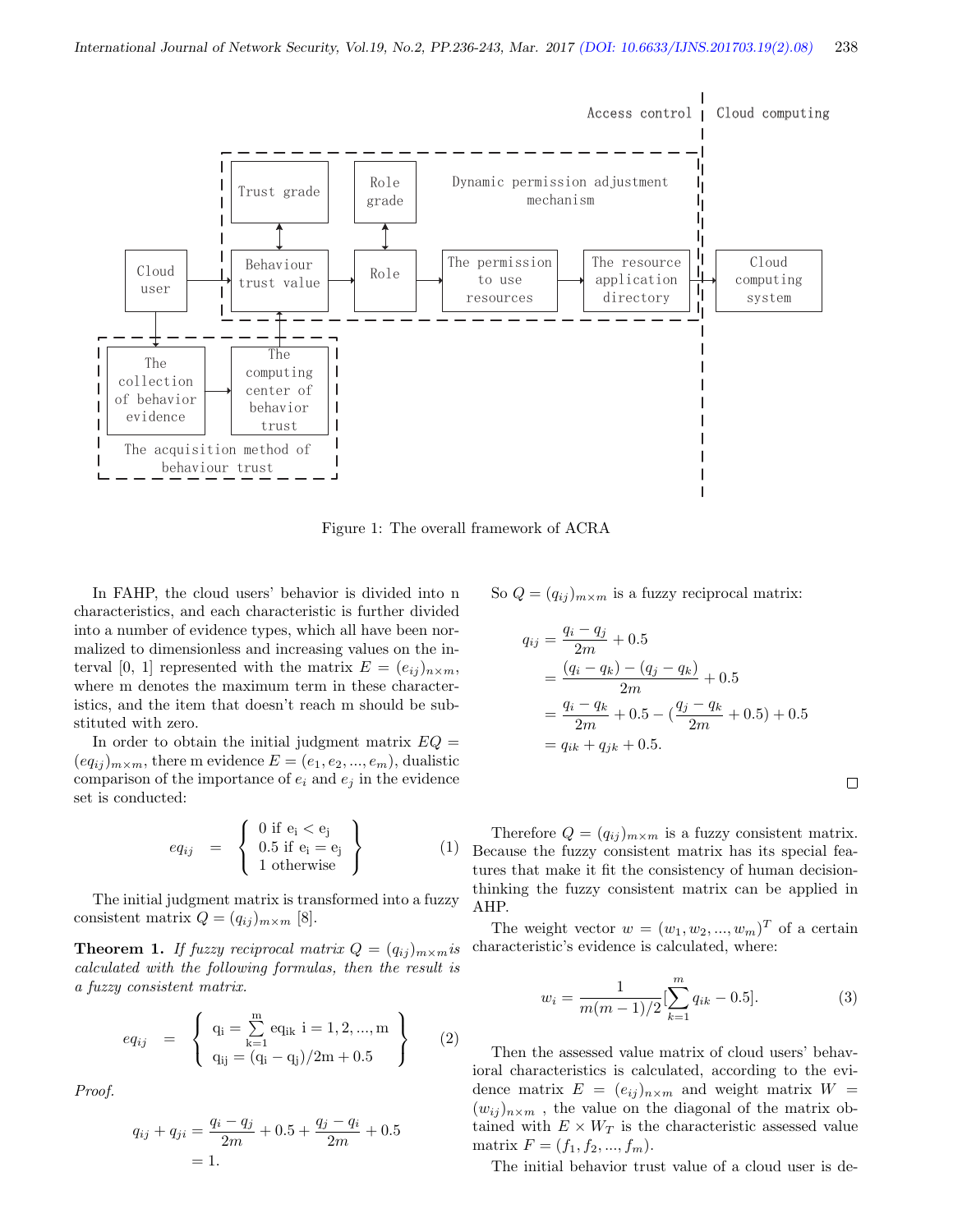Figure 1: The overall framework of ACRA

In FAHP, the cloud users' behavior is divided into n characteristics, and each characteristic is further divided into a number of evidence types, which all have been normalized to dimensionless and increasing values on the interval [0, 1] represented with the matrix $E = (e_{ij})_{n \times m}$, where m denotes the maximum term in these characteristics, and the item that doesn't reach m should be substituted with zero.

In order to obtain the initial judgment matrix $EQ = (eq_{ij})_{m \times m}$, there m evidence $E = (e_1, e_2, ..., e_m)$, dualistic comparison of the importance of $e_i$ and $e_j$ in the evidence set is conducted:

$$eq_{ij} = \left\{ \begin{array}{l} 0 \text{ if } e_i < e_j \\ 0.5 \text{ if } e_i = e_j \\ 1 \text{ otherwise} \end{array} \right\} \quad (1)$$

The initial judgment matrix is transformed into a fuzzy consistent matrix $Q = (q_{ij})_{m \times m}$ [8].

**Theorem 1.** *If fuzzy reciprocal matrix $Q = (q_{ij})_{m \times m}$ is calculated with the following formulas, then the result is a fuzzy consistent matrix.*

$$eq_{ij} = \left\{ \begin{array}{l} q_i = \sum_{k=1}^{m} eq_{ik} \ i = 1, 2, ..., m \\ q_{ij} = (q_i - q_j)/2m + 0.5 \end{array} \right\} \quad (2)$$

*Proof.*

$$\begin{aligned} q_{ij} + q_{ji} &= \frac{q_i - q_j}{2m} + 0.5 + \frac{q_j - q_i}{2m} + 0.5 \\ &= 1. \end{aligned}$$

So $Q = (q_{ij})_{m \times m}$ is a fuzzy reciprocal matrix:

$$\begin{aligned} q_{ij} &= \frac{q_i - q_j}{2m} + 0.5 \\ &= \frac{(q_i - q_k) - (q_j - q_k)}{2m} + 0.5 \\ &= \frac{q_i - q_k}{2m} + 0.5 - (\frac{q_j - q_k}{2m} + 0.5) + 0.5 \\ &= q_{ik} + q_{jk} + 0.5. \end{aligned}$$

□

Therefore $Q = (q_{ij})_{m \times m}$ is a fuzzy consistent matrix. Because the fuzzy consistent matrix has its special features that make it fit the consistency of human decision-thinking the fuzzy consistent matrix can be applied in AHP.

The weight vector $w = (w_1, w_2, ..., w_m)^T$ of a certain characteristic's evidence is calculated, where:

$$w_i = \frac{1}{m(m-1)/2} [\sum_{k=1}^{m} q_{ik} - 0.5]. \quad (3)$$

Then the assessed value matrix of cloud users' behavioral characteristics is calculated, according to the evidence matrix $E = (e_{ij})_{n \times m}$ and weight matrix $W = (w_{ij})_{n \times m}$ , the value on the diagonal of the matrix obtained with $E \times W_T$ is the characteristic assessed value matrix $F = (f_1, f_2, ..., f_m)$.

The initial behavior trust value of a cloud user is de-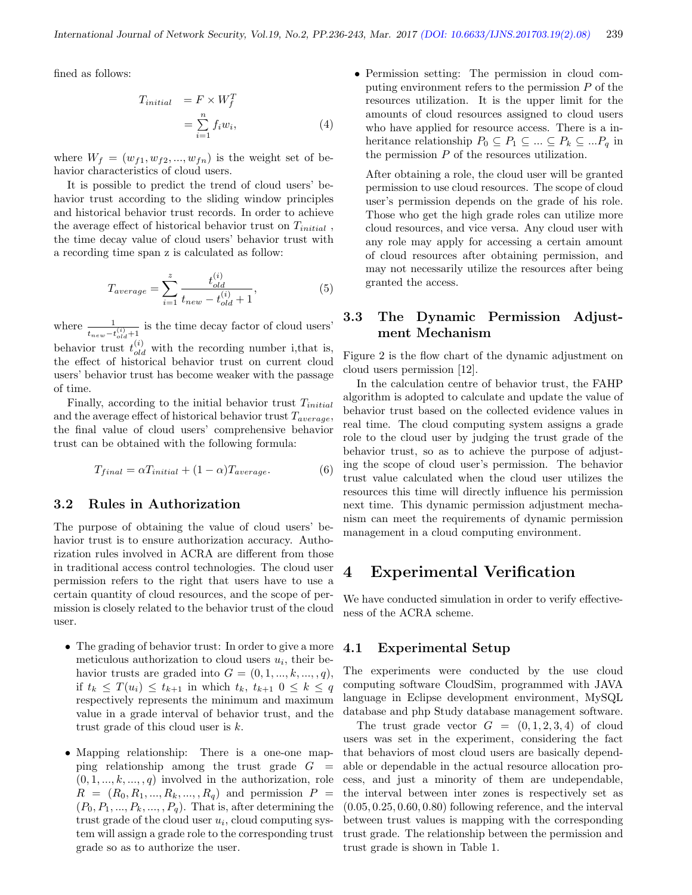fined as follows:

$$T_{initial} = F \times W_f^T = \sum_{i=1}^{n} f_i w_i, \quad (4)$$

where $W_f = (w_{f1}, w_{f2}, ..., w_{fn})$ is the weight set of behavior characteristics of cloud users.

It is possible to predict the trend of cloud users' behavior trust according to the sliding window principles and historical behavior trust records. In order to achieve the average effect of historical behavior trust on $T_{initial}$ , the time decay value of cloud users' behavior trust with a recording time span z is calculated as follow:

$$T_{average} = \sum_{i=1}^{z} \frac{t_{old}^{(i)}}{t_{new} - t_{old}^{(i)} + 1}, \quad (5)$$

where $\frac{1}{t_{new} - t_{old}^{(i)} + 1}$ is the time decay factor of cloud users' behavior trust $t_{old}^{(i)}$ with the recording number i,that is, the effect of historical behavior trust on current cloud users' behavior trust has become weaker with the passage of time.

Finally, according to the initial behavior trust $T_{initial}$ and the average effect of historical behavior trust $T_{average}$, the final value of cloud users' comprehensive behavior trust can be obtained with the following formula:

$$T_{final} = \alpha T_{initial} + (1 - \alpha) T_{average}. \quad (6)$$

### 3.2 Rules in Authorization

The purpose of obtaining the value of cloud users' behavior trust is to ensure authorization accuracy. Authorization rules involved in ACRA are different from those in traditional access control technologies. The cloud user permission refers to the right that users have to use a certain quantity of cloud resources, and the scope of permission is closely related to the behavior trust of the cloud user.

- The grading of behavior trust: In order to give a more meticulous authorization to cloud users $u_i$, their behavior trusts are graded into $G = (0, 1, ..., k, ..., , q)$, if $t_k \leq T(u_i) \leq t_{k+1}$ in which $t_k$, $t_{k+1}$ $0 \leq k \leq q$ respectively represents the minimum and maximum value in a grade interval of behavior trust, and the trust grade of this cloud user is $k$.

- Mapping relationship: There is a one-one mapping relationship among the trust grade $G = (0, 1, ..., k, ..., , q)$ involved in the authorization, role $R = (R_0, R_1, ..., R_k, ..., , R_q)$ and permission $P = (P_0, P_1, ..., P_k, ..., , P_q)$. That is, after determining the trust grade of the cloud user $u_i$, cloud computing system will assign a grade role to the corresponding trust grade so as to authorize the user.

- Permission setting: The permission in cloud computing environment refers to the permission $P$ of the resources utilization. It is the upper limit for the amounts of cloud resources assigned to cloud users who have applied for resource access. There is a inheritance relationship $P_0 \subseteq P_1 \subseteq ... \subseteq P_k \subseteq ...P_q$ in the permission $P$ of the resources utilization.

  After obtaining a role, the cloud user will be granted permission to use cloud resources. The scope of cloud user's permission depends on the grade of his role. Those who get the high grade roles can utilize more cloud resources, and vice versa. Any cloud user with any role may apply for accessing a certain amount of cloud resources after obtaining permission, and may not necessarily utilize the resources after being granted the access.

### 3.3 The Dynamic Permission Adjustment Mechanism

Figure 2 is the flow chart of the dynamic adjustment on cloud users permission [12].

In the calculation centre of behavior trust, the FAHP algorithm is adopted to calculate and update the value of behavior trust based on the collected evidence values in real time. The cloud computing system assigns a grade role to the cloud user by judging the trust grade of the behavior trust, so as to achieve the purpose of adjusting the scope of cloud user's permission. The behavior trust value calculated when the cloud user utilizes the resources this time will directly influence his permission next time. This dynamic permission adjustment mechanism can meet the requirements of dynamic permission management in a cloud computing environment.

## 4 Experimental Verification

We have conducted simulation in order to verify effectiveness of the ACRA scheme.

### 4.1 Experimental Setup

The experiments were conducted by the use cloud computing software CloudSim, programmed with JAVA language in Eclipse development environment, MySQL database and php Study database management software.

The trust grade vector $G = (0, 1, 2, 3, 4)$ of cloud users was set in the experiment, considering the fact that behaviors of most cloud users are basically dependable or dependable in the actual resource allocation process, and just a minority of them are undependable, the interval between inter zones is respectively set as $(0.05, 0.25, 0.60, 0.80)$ following reference, and the interval between trust values is mapping with the corresponding trust grade. The relationship between the permission and trust grade is shown in Table 1.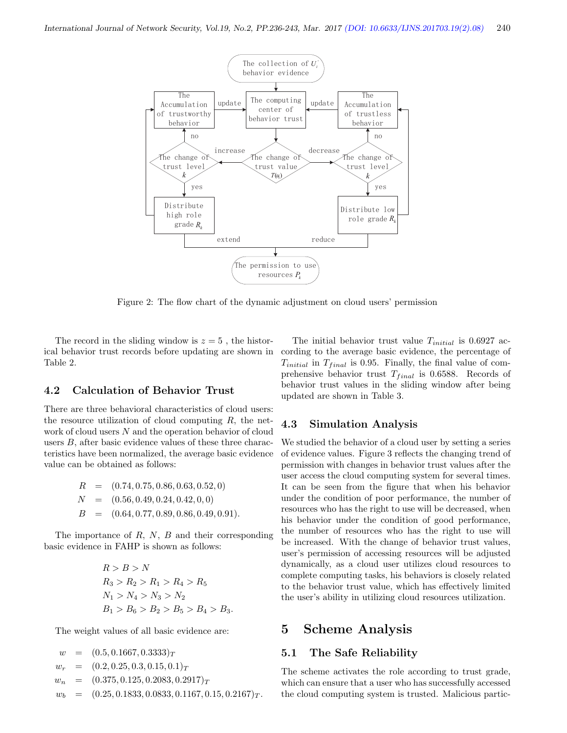Figure 2: The flow chart of the dynamic adjustment on cloud users' permission

The record in the sliding window is $z = 5$ , the historical behavior trust records before updating are shown in Table 2.

### 4.2 Calculation of Behavior Trust

There are three behavioral characteristics of cloud users: the resource utilization of cloud computing $R$, the network of cloud users $N$ and the operation behavior of cloud users $B$, after basic evidence values of these three characteristics have been normalized, the average basic evidence value can be obtained as follows:

$$
\begin{aligned}
R &= (0.74, 0.75, 0.86, 0.63, 0.52, 0) \\
N &= (0.56, 0.49, 0.24, 0.42, 0, 0) \\
B &= (0.64, 0.77, 0.89, 0.86, 0.49, 0.91).
\end{aligned}
$$

The importance of $R$, $N$, $B$ and their corresponding basic evidence in FAHP is shown as follows:

$$
\begin{aligned}
&R > B > N \\
&R_3 > R_2 > R_1 > R_4 > R_5 \\
&N_1 > N_4 > N_3 > N_2 \\
&B_1 > B_6 > B_2 > B_5 > B_4 > B_3.
\end{aligned}
$$

The weight values of all basic evidence are:

$$
\begin{aligned}
w &= (0.5, 0.1667, 0.3333)_T \\
w_r &= (0.2, 0.25, 0.3, 0.15, 0.1)_T \\
w_n &= (0.375, 0.125, 0.2083, 0.2917)_T \\
w_b &= (0.25, 0.1833, 0.0833, 0.1167, 0.15, 0.2167)_T.
\end{aligned}
$$

The initial behavior trust value $T_{initial}$ is 0.6927 according to the average basic evidence, the percentage of $T_{initial}$ in $T_{final}$ is 0.95. Finally, the final value of comprehensive behavior trust $T_{final}$ is 0.6588. Records of behavior trust values in the sliding window after being updated are shown in Table 3.

### 4.3 Simulation Analysis

We studied the behavior of a cloud user by setting a series of evidence values. Figure 3 reflects the changing trend of permission with changes in behavior trust values after the user access the cloud computing system for several times. It can be seen from the figure that when his behavior under the condition of poor performance, the number of resources who has the right to use will be decreased, when his behavior under the condition of good performance, the number of resources who has the right to use will be increased. With the change of behavior trust values, user's permission of accessing resources will be adjusted dynamically, as a cloud user utilizes cloud resources to complete computing tasks, his behaviors is closely related to the behavior trust value, which has effectively limited the user's ability in utilizing cloud resources utilization.

## 5 Scheme Analysis

### 5.1 The Safe Reliability

The scheme activates the role according to trust grade, which can ensure that a user who has successfully accessed the cloud computing system is trusted. Malicious partic-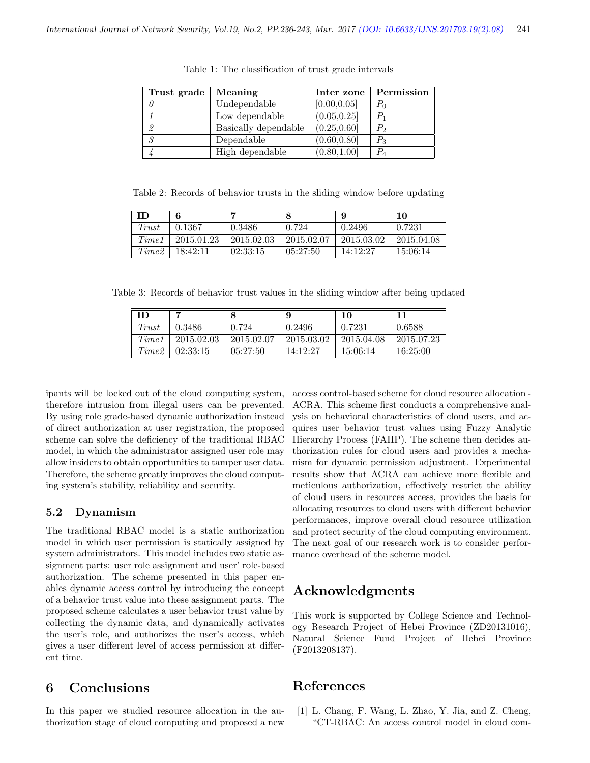Table 1: The classification of trust grade intervals

| Trust grade | Meaning | Inter zone | Permission |
|---|---|---|---|
| *0* | Undependable | [0.00,0.05] | $P_0$ |
| *1* | Low dependable | (0.05,0.25] | $P_1$ |
| *2* | Basically dependable | (0.25,0.60] | $P_2$ |
| *3* | Dependable | (0.60,0.80] | $P_3$ |
| *4* | High dependable | (0.80,1.00] | $P_4$ |

Table 2: Records of behavior trusts in the sliding window before updating

| ID | 6 | 7 | 8 | 9 | 10 |
|---|---|---|---|---|---|
| *Trust* | 0.1367 | 0.3486 | 0.724 | 0.2496 | 0.7231 |
| *Time1* | 2015.01.23 | 2015.02.03 | 2015.02.07 | 2015.03.02 | 2015.04.08 |
| *Time2* | 18:42:11 | 02:33:15 | 05:27:50 | 14:12:27 | 15:06:14 |

Table 3: Records of behavior trust values in the sliding window after being updated

| ID | 7 | 8 | 9 | 10 | 11 |
|---|---|---|---|---|---|
| *Trust* | 0.3486 | 0.724 | 0.2496 | 0.7231 | 0.6588 |
| *Time1* | 2015.02.03 | 2015.02.07 | 2015.03.02 | 2015.04.08 | 2015.07.23 |
| *Time2* | 02:33:15 | 05:27:50 | 14:12:27 | 15:06:14 | 16:25:00 |

ipants will be locked out of the cloud computing system, therefore intrusion from illegal users can be prevented. By using role grade-based dynamic authorization instead of direct authorization at user registration, the proposed scheme can solve the deficiency of the traditional RBAC model, in which the administrator assigned user role may allow insiders to obtain opportunities to tamper user data. Therefore, the scheme greatly improves the cloud computing system's stability, reliability and security.

### 5.2 Dynamism

The traditional RBAC model is a static authorization model in which user permission is statically assigned by system administrators. This model includes two static assignment parts: user role assignment and user' role-based authorization. The scheme presented in this paper enables dynamic access control by introducing the concept of a behavior trust value into these assignment parts. The proposed scheme calculates a user behavior trust value by collecting the dynamic data, and dynamically activates the user's role, and authorizes the user's access, which gives a user different level of access permission at different time.

## 6 Conclusions

In this paper we studied resource allocation in the authorization stage of cloud computing and proposed a new access control-based scheme for cloud resource allocation - ACRA. This scheme first conducts a comprehensive analysis on behavioral characteristics of cloud users, and acquires user behavior trust values using Fuzzy Analytic Hierarchy Process (FAHP). The scheme then decides authorization rules for cloud users and provides a mechanism for dynamic permission adjustment. Experimental results show that ACRA can achieve more flexible and meticulous authorization, effectively restrict the ability of cloud users in resources access, provides the basis for allocating resources to cloud users with different behavior performances, improve overall cloud resource utilization and protect security of the cloud computing environment. The next goal of our research work is to consider performance overhead of the scheme model.

## Acknowledgments

This work is supported by College Science and Technology Research Project of Hebei Province (ZD20131016), Natural Science Fund Project of Hebei Province (F2013208137).

## References

[1] L. Chang, F. Wang, L. Zhao, Y. Jia, and Z. Cheng, "CT-RBAC: An access control model in cloud com-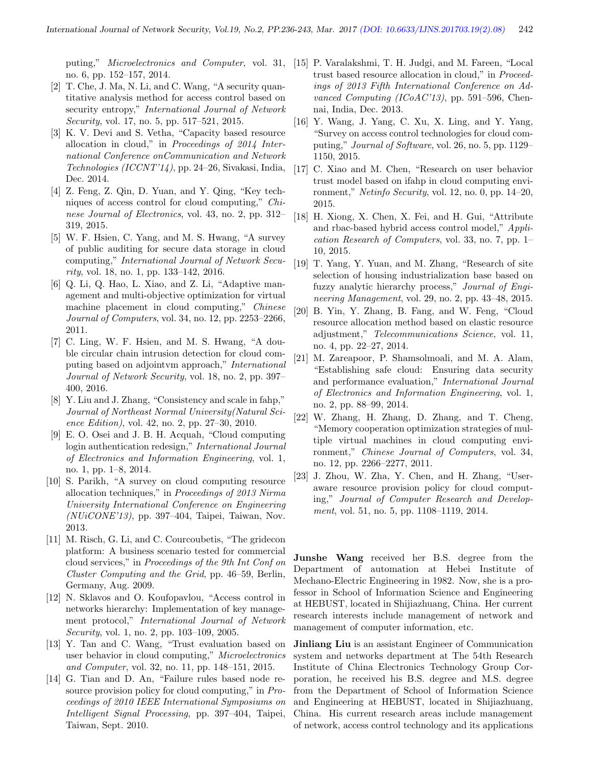puting," *Microelectronics and Computer*, vol. 31, no. 6, pp. 152–157, 2014.

[2] T. Che, J. Ma, N. Li, and C. Wang, "A security quantitative analysis method for access control based on security entropy," *International Journal of Network Security*, vol. 17, no. 5, pp. 517–521, 2015.

[3] K. V. Devi and S. Vetha, "Capacity based resource allocation in cloud," in *Proceedings of 2014 International Conference onCommunication and Network Technologies (ICCNT'14)*, pp. 24–26, Sivakasi, India, Dec. 2014.

[4] Z. Feng, Z. Qin, D. Yuan, and Y. Qing, "Key techniques of access control for cloud computing," *Chinese Journal of Electronics*, vol. 43, no. 2, pp. 312–319, 2015.

[5] W. F. Hsien, C. Yang, and M. S. Hwang, "A survey of public auditing for secure data storage in cloud computing," *International Journal of Network Security*, vol. 18, no. 1, pp. 133–142, 2016.

[6] Q. Li, Q. Hao, L. Xiao, and Z. Li, "Adaptive management and multi-objective optimization for virtual machine placement in cloud computing," *Chinese Journal of Computers*, vol. 34, no. 12, pp. 2253–2266, 2011.

[7] C. Ling, W. F. Hsien, and M. S. Hwang, "A double circular chain intrusion detection for cloud computing based on adjointvm approach," *International Journal of Network Security*, vol. 18, no. 2, pp. 397–400, 2016.

[8] Y. Liu and J. Zhang, "Consistency and scale in fahp," *Journal of Northeast Normal University(Natural Science Edition)*, vol. 42, no. 2, pp. 27–30, 2010.

[9] E. O. Osei and J. B. H. Acquah, "Cloud computing login authentication redesign," *International Journal of Electronics and Information Engineering*, vol. 1, no. 1, pp. 1–8, 2014.

[10] S. Parikh, "A survey on cloud computing resource allocation techniques," in *Proceedings of 2013 Nirma University International Conference on Engineering (NUiCONE'13)*, pp. 397–404, Taipei, Taiwan, Nov. 2013.

[11] M. Risch, G. Li, and C. Courcoubetis, "The gridecon platform: A business scenario tested for commercial cloud services," in *Proceedings of the 9th Int Conf on Cluster Computing and the Grid*, pp. 46–59, Berlin, Germany, Aug. 2009.

[12] N. Sklavos and O. Koufopavlou, "Access control in networks hierarchy: Implementation of key management protocol," *International Journal of Network Security*, vol. 1, no. 2, pp. 103–109, 2005.

[13] Y. Tan and C. Wang, "Trust evaluation based on user behavior in cloud computing," *Microelectronics and Computer*, vol. 32, no. 11, pp. 148–151, 2015.

[14] G. Tian and D. An, "Failure rules based node resource provision policy for cloud computing," in *Proceedings of 2010 IEEE International Symposiums on Intelligent Signal Processing*, pp. 397–404, Taipei, Taiwan, Sept. 2010.

[15] P. Varalakshmi, T. H. Judgi, and M. Fareen, "Local trust based resource allocation in cloud," in *Proceedings of 2013 Fifth International Conference on Advanced Computing (ICoAC'13)*, pp. 591–596, Chennai, India, Dec. 2013.

[16] Y. Wang, J. Yang, C. Xu, X. Ling, and Y. Yang, "Survey on access control technologies for cloud computing," *Journal of Software*, vol. 26, no. 5, pp. 1129–1150, 2015.

[17] C. Xiao and M. Chen, "Research on user behavior trust model based on ifahp in cloud computing environment," *Netinfo Security*, vol. 12, no. 0, pp. 14–20, 2015.

[18] H. Xiong, X. Chen, X. Fei, and H. Gui, "Attribute and rbac-based hybrid access control model," *Application Research of Computers*, vol. 33, no. 7, pp. 1–10, 2015.

[19] T. Yang, Y. Yuan, and M. Zhang, "Research of site selection of housing industrialization base based on fuzzy analytic hierarchy process," *Journal of Engineering Management*, vol. 29, no. 2, pp. 43–48, 2015.

[20] B. Yin, Y. Zhang, B. Fang, and W. Feng, "Cloud resource allocation method based on elastic resource adjustment," *Telecommunications Science*, vol. 11, no. 4, pp. 22–27, 2014.

[21] M. Zareapoor, P. Shamsolmoali, and M. A. Alam, "Establishing safe cloud: Ensuring data security and performance evaluation," *International Journal of Electronics and Information Engineering*, vol. 1, no. 2, pp. 88–99, 2014.

[22] W. Zhang, H. Zhang, D. Zhang, and T. Cheng, "Memory cooperation optimization strategies of multiple virtual machines in cloud computing environment," *Chinese Journal of Computers*, vol. 34, no. 12, pp. 2266–2277, 2011.

[23] J. Zhou, W. Zha, Y. Chen, and H. Zhang, "User-aware resource provision policy for cloud computing," *Journal of Computer Research and Development*, vol. 51, no. 5, pp. 1108–1119, 2014.

**Junshe Wang** received her B.S. degree from the Department of automation at Hebei Institute of Mechano-Electric Engineering in 1982. Now, she is a professor in School of Information Science and Engineering at HEBUST, located in Shijiazhuang, China. Her current research interests include management of network and management of computer information, etc.

**Jinliang Liu** is an assistant Engineer of Communication system and networks department at The 54th Research Institute of China Electronics Technology Group Corporation, he received his B.S. degree and M.S. degree from the Department of School of Information Science and Engineering at HEBUST, located in Shijiazhuang, China. His current research areas include management of network, access control technology and its applications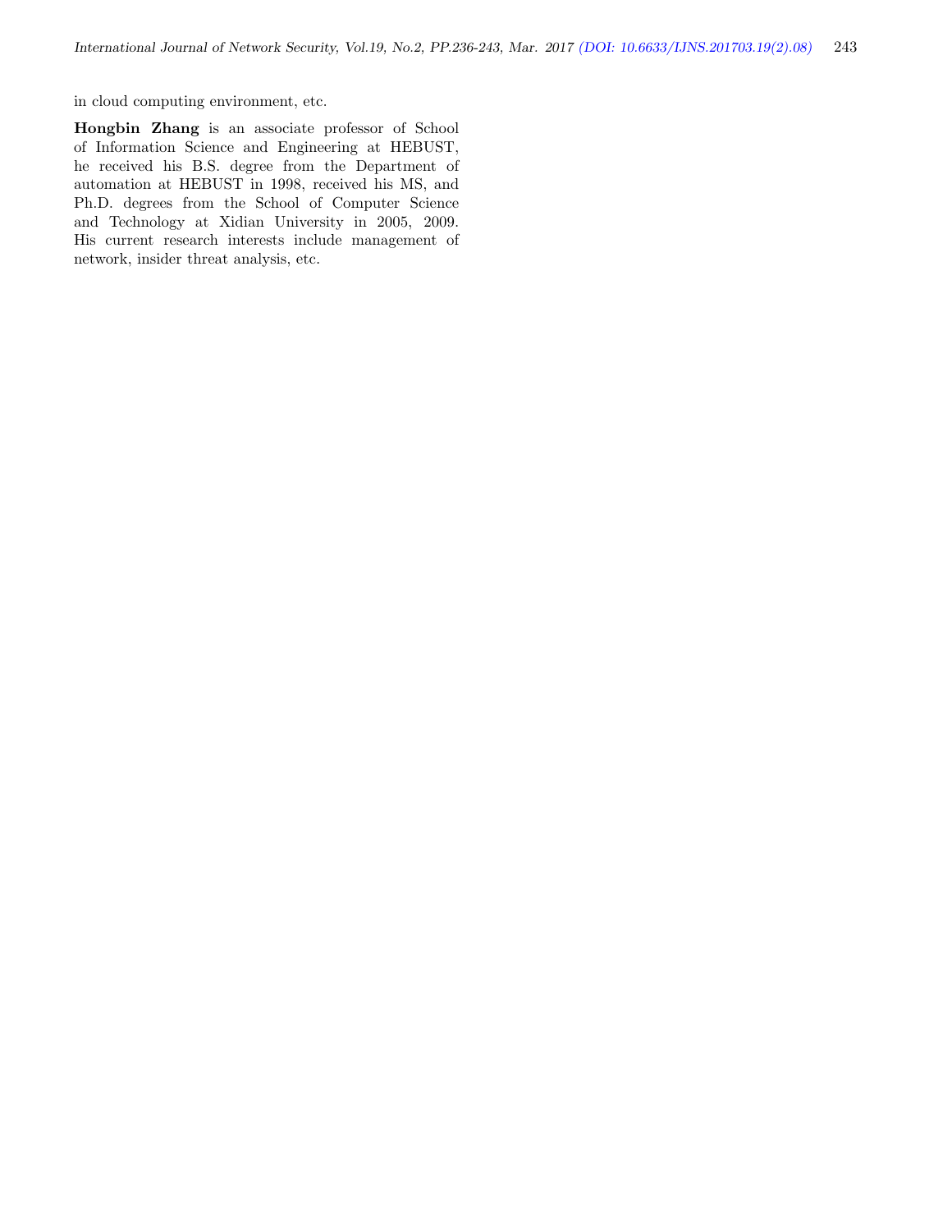in cloud computing environment, etc.

**Hongbin Zhang** is an associate professor of School of Information Science and Engineering at HEBUST, he received his B.S. degree from the Department of automation at HEBUST in 1998, received his MS, and Ph.D. degrees from the School of Computer Science and Technology at Xidian University in 2005, 2009. His current research interests include management of network, insider threat analysis, etc.